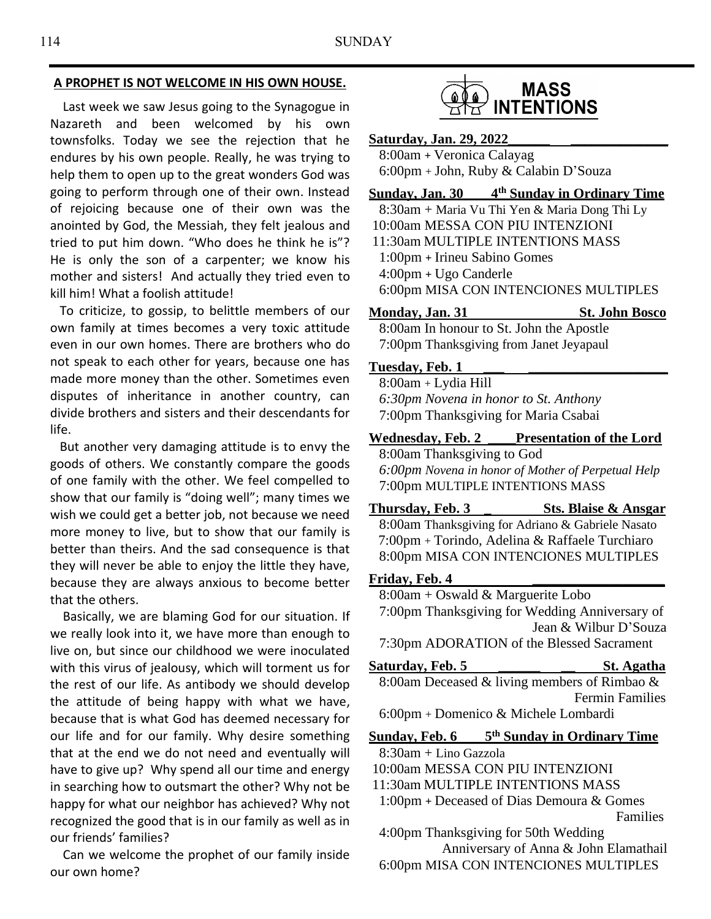## A PROPHET IS NOT WELCOME IN HIS OWN HOUSE.

Last week we saw Jesus going to the Synagogue in Nazareth and been welcomed by his own townsfolks. Today we see the rejection that he endures by his own people. Really, he was trying to help them to open up to the great wonders God was going to perform through one of their own. Instead of rejoicing because one of their own was the anointed by God, the Messiah, they felt jealous and tried to put him down. "Who does he think he is"? He is only the son of a carpenter; we know his mother and sisters! And actually they tried even to kill him! What a foolish attitude!

To criticize, to gossip, to belittle members of our own family at times becomes a very toxic attitude even in our own homes. There are brothers who do not speak to each other for years, because one has made more money than the other. Sometimes even disputes of inheritance in another country, can divide brothers and sisters and their descendants for life.

But another very damaging attitude is to envy the goods of others. We constantly compare the goods of one family with the other. We feel compelled to show that our family is "doing well"; many times we wish we could get a better job, not because we need more money to live, but to show that our family is better than theirs. And the sad consequence is that they will never be able to enjoy the little they have, because they are always anxious to become better that the others.

Basically, we are blaming God for our situation. If we really look into it, we have more than enough to live on, but since our childhood we were inoculated with this virus of jealousy, which will torment us for the rest of our life. As antibody we should develop the attitude of being happy with what we have, because that is what God has deemed necessary for our life and for our family. Why desire something that at the end we do not need and eventually will have to give up? Why spend all our time and energy in searching how to outsmart the other? Why not be happy for what our neighbor has achieved? Why not recognized the good that is in our family as well as in our friends' families?

Can we welcome the prophet of our family inside our own home?

## MASS INTENTIONS

**Saturday, Jan. 29, 2022**
8:00am + Veronica Calayag
6:00pm + John, Ruby & Calabin D'Souza

**Sunday, Jan. 30 — 4th Sunday in Ordinary Time**
8:30am + Maria Vu Thi Yen & Maria Dong Thi Ly
10:00am MESSA CON PIU INTENZIONI
11:30am MULTIPLE INTENTIONS MASS
1:00pm + Irineu Sabino Gomes
4:00pm + Ugo Canderle
6:00pm MISA CON INTENCIONES MULTIPLES

**Monday, Jan. 31 — St. John Bosco**
8:00am In honour to St. John the Apostle
7:00pm Thanksgiving from Janet Jeyapaul

**Tuesday, Feb. 1**
8:00am + Lydia Hill
*6:30pm Novena in honor to St. Anthony*
7:00pm Thanksgiving for Maria Csabai

**Wednesday, Feb. 2 — Presentation of the Lord**
8:00am Thanksgiving to God
*6:00pm Novena in honor of Mother of Perpetual Help*
7:00pm MULTIPLE INTENTIONS MASS

**Thursday, Feb. 3 — Sts. Blaise & Ansgar**
8:00am Thanksgiving for Adriano & Gabriele Nasato
7:00pm + Torindo, Adelina & Raffaele Turchiaro
8:00pm MISA CON INTENCIONES MULTIPLES

**Friday, Feb. 4**
8:00am + Oswald & Marguerite Lobo
7:00pm Thanksgiving for Wedding Anniversary of Jean & Wilbur D'Souza
7:30pm ADORATION of the Blessed Sacrament

**Saturday, Feb. 5 — St. Agatha**
8:00am Deceased & living members of Rimbao & Fermin Families
6:00pm + Domenico & Michele Lombardi

**Sunday, Feb. 6 — 5th Sunday in Ordinary Time**
8:30am + Lino Gazzola
10:00am MESSA CON PIU INTENZIONI
11:30am MULTIPLE INTENTIONS MASS
1:00pm + Deceased of Dias Demoura & Gomes Families
4:00pm Thanksgiving for 50th Wedding Anniversary of Anna & John Elamathail
6:00pm MISA CON INTENCIONES MULTIPLES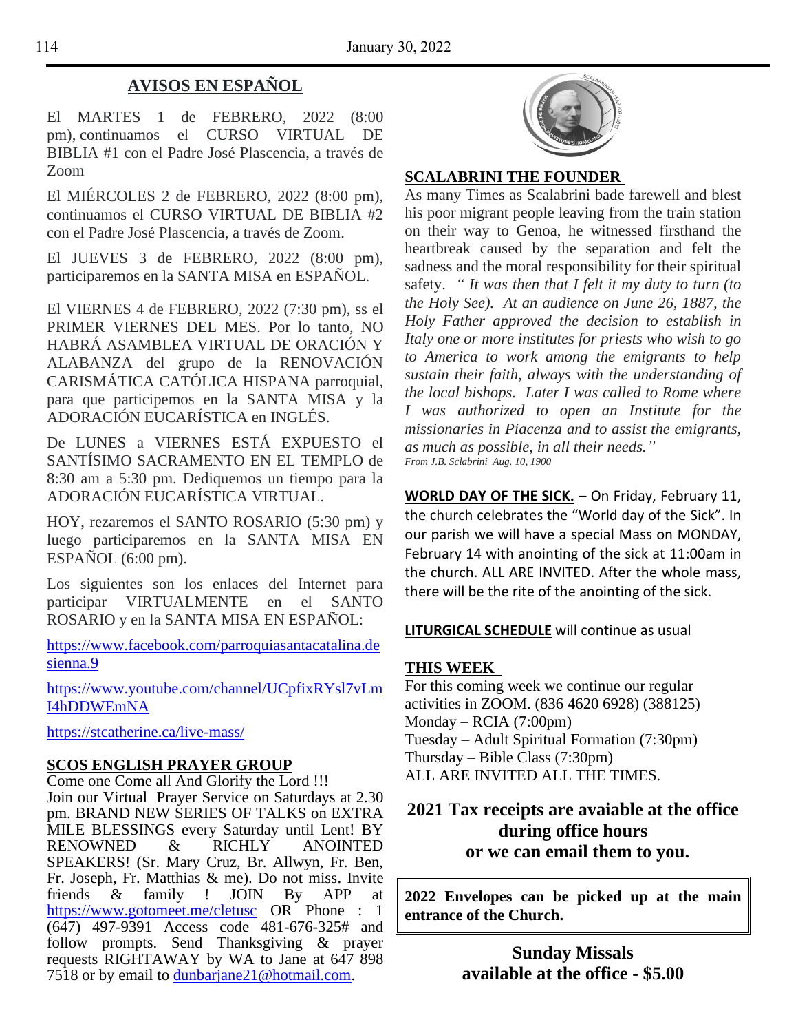## AVISOS EN ESPAÑOL

El MARTES 1 de FEBRERO, 2022 (8:00 pm), continuamos el CURSO VIRTUAL DE BIBLIA #1 con el Padre José Plascencia, a través de Zoom

El MIÉRCOLES 2 de FEBRERO, 2022 (8:00 pm), continuamos el CURSO VIRTUAL DE BIBLIA #2 con el Padre José Plascencia, a través de Zoom.

El JUEVES 3 de FEBRERO, 2022 (8:00 pm), participaremos en la SANTA MISA en ESPAÑOL.

El VIERNES 4 de FEBRERO, 2022 (7:30 pm), ss el PRIMER VIERNES DEL MES. Por lo tanto, NO HABRÁ ASAMBLEA VIRTUAL DE ORACIÓN Y ALABANZA del grupo de la RENOVACIÓN CARISMÁTICA CATÓLICA HISPANA parroquial, para que participemos en la SANTA MISA y la ADORACIÓN EUCARÍSTICA en INGLÉS.

De LUNES a VIERNES ESTÁ EXPUESTO el SANTÍSIMO SACRAMENTO EN EL TEMPLO de 8:30 am a 5:30 pm. Dediquemos un tiempo para la ADORACIÓN EUCARÍSTICA VIRTUAL.

HOY, rezaremos el SANTO ROSARIO (5:30 pm) y luego participaremos en la SANTA MISA EN ESPAÑOL (6:00 pm).

Los siguientes son los enlaces del Internet para participar VIRTUALMENTE en el SANTO ROSARIO y en la SANTA MISA EN ESPAÑOL:

https://www.facebook.com/parroquiasantacatalina.desienna.9

https://www.youtube.com/channel/UCpfixRYsl7vLmI4hDDWEmNA

https://stcatherine.ca/live-mass/

### SCOS ENGLISH PRAYER GROUP

Come one Come all And Glorify the Lord !!!
Join our Virtual Prayer Service on Saturdays at 2.30 pm. BRAND NEW SERIES OF TALKS on EXTRA MILE BLESSINGS every Saturday until Lent! BY RENOWNED & RICHLY ANOINTED SPEAKERS! (Sr. Mary Cruz, Br. Allwyn, Fr. Ben, Fr. Joseph, Fr. Matthias & me). Do not miss. Invite friends & family ! JOIN By APP at https://www.gotomeet.me/cletusc OR Phone : 1 (647) 497-9391 Access code 481-676-325# and follow prompts. Send Thanksgiving & prayer requests RIGHTAWAY by WA to Jane at 647 898 7518 or by email to dunbarjane21@hotmail.com.

### SCALABRINI THE FOUNDER

As many Times as Scalabrini bade farewell and blest his poor migrant people leaving from the train station on their way to Genoa, he witnessed firsthand the heartbreak caused by the separation and felt the sadness and the moral responsibility for their spiritual safety. *" It was then that I felt it my duty to turn (to the Holy See). At an audience on June 26, 1887, the Holy Father approved the decision to establish in Italy one or more institutes for priests who wish to go to America to work among the emigrants to help sustain their faith, always with the understanding of the local bishops. Later I was called to Rome where I was authorized to open an Institute for the missionaries in Piacenza and to assist the emigrants, as much as possible, in all their needs."*
*From J.B. Sclabrini Aug. 10, 1900*

**WORLD DAY OF THE SICK.** – On Friday, February 11, the church celebrates the "World day of the Sick". In our parish we will have a special Mass on MONDAY, February 14 with anointing of the sick at 11:00am in the church. ALL ARE INVITED. After the whole mass, there will be the rite of the anointing of the sick.

**LITURGICAL SCHEDULE** will continue as usual

### THIS WEEK

For this coming week we continue our regular activities in ZOOM. (836 4620 6928) (388125)
Monday – RCIA (7:00pm)
Tuesday – Adult Spiritual Formation (7:30pm)
Thursday – Bible Class (7:30pm)
ALL ARE INVITED ALL THE TIMES.

**2021 Tax receipts are avaiable at the office during office hours or we can email them to you.**

**2022 Envelopes can be picked up at the main entrance of the Church.**

**Sunday Missals available at the office - $5.00**